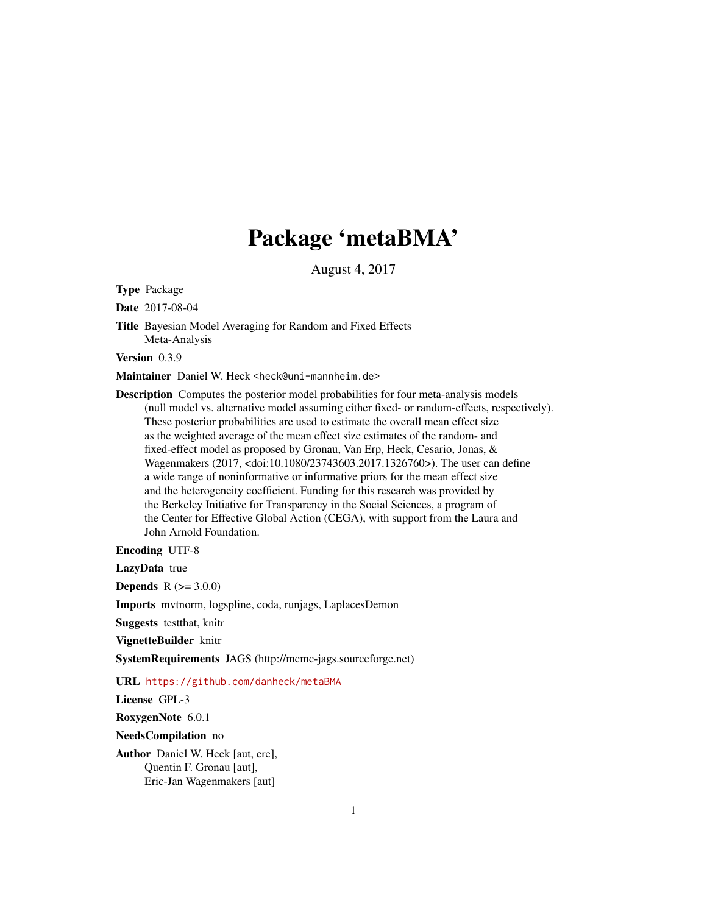# Package 'metaBMA'

August 4, 2017

**Type** Package

**Date** 2017-08-04

**Title** Bayesian Model Averaging for Random and Fixed Effects Meta-Analysis

**Version** 0.3.9

**Maintainer** Daniel W. Heck <heck@uni-mannheim.de>

**Description** Computes the posterior model probabilities for four meta-analysis models (null model vs. alternative model assuming either fixed- or random-effects, respectively). These posterior probabilities are used to estimate the overall mean effect size as the weighted average of the mean effect size estimates of the random- and fixed-effect model as proposed by Gronau, Van Erp, Heck, Cesario, Jonas, & Wagenmakers (2017, <doi:10.1080/23743603.2017.1326760>). The user can define a wide range of noninformative or informative priors for the mean effect size and the heterogeneity coefficient. Funding for this research was provided by the Berkeley Initiative for Transparency in the Social Sciences, a program of the Center for Effective Global Action (CEGA), with support from the Laura and John Arnold Foundation.

**Encoding** UTF-8

**LazyData** true

**Depends** R (>= 3.0.0)

**Imports** mvtnorm, logspline, coda, runjags, LaplacesDemon

**Suggests** testthat, knitr

**VignetteBuilder** knitr

**SystemRequirements** JAGS (http://mcmc-jags.sourceforge.net)

**URL** https://github.com/danheck/metaBMA

**License** GPL-3

**RoxygenNote** 6.0.1

**NeedsCompilation** no

**Author** Daniel W. Heck [aut, cre],
Quentin F. Gronau [aut],
Eric-Jan Wagenmakers [aut]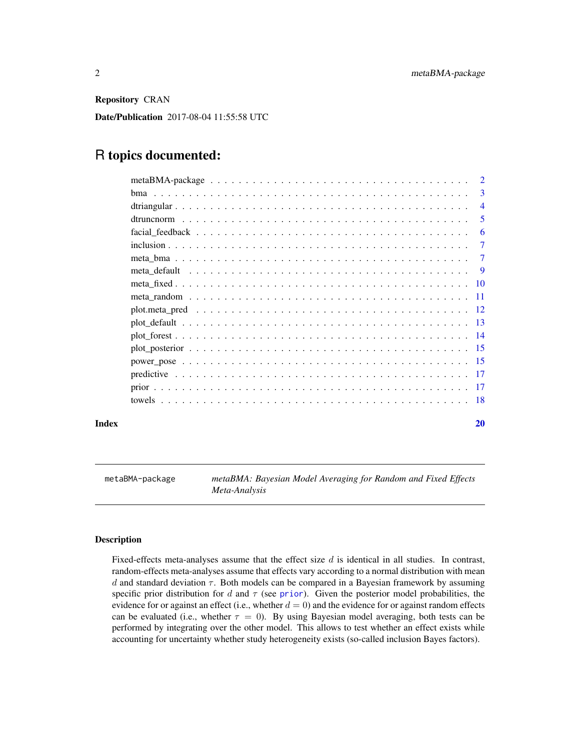**Repository** CRAN

**Date/Publication** 2017-08-04 11:55:58 UTC

# R topics documented:

| | |
|---|---|
| metaBMA-package | 2 |
| bma | 3 |
| dtriangular | 4 |
| dtruncnorm | 5 |
| facial_feedback | 6 |
| inclusion | 7 |
| meta_bma | 7 |
| meta_default | 9 |
| meta_fixed | 10 |
| meta_random | 11 |
| plot.meta_pred | 12 |
| plot_default | 13 |
| plot_forest | 14 |
| plot_posterior | 15 |
| power_pose | 15 |
| predictive | 17 |
| prior | 17 |
| towels | 18 |

**Index** 20

---

## metaBMA-package — *metaBMA: Bayesian Model Averaging for Random and Fixed Effects Meta-Analysis*

### Description

Fixed-effects meta-analyses assume that the effect size $d$ is identical in all studies. In contrast, random-effects meta-analyses assume that effects vary according to a normal distribution with mean $d$ and standard deviation $\tau$. Both models can be compared in a Bayesian framework by assuming specific prior distribution for $d$ and $\tau$ (see prior). Given the posterior model probabilities, the evidence for or against an effect (i.e., whether $d = 0$) and the evidence for or against random effects can be evaluated (i.e., whether $\tau = 0$). By using Bayesian model averaging, both tests can be performed by integrating over the other model. This allows to test whether an effect exists while accounting for uncertainty whether study heterogeneity exists (so-called inclusion Bayes factors).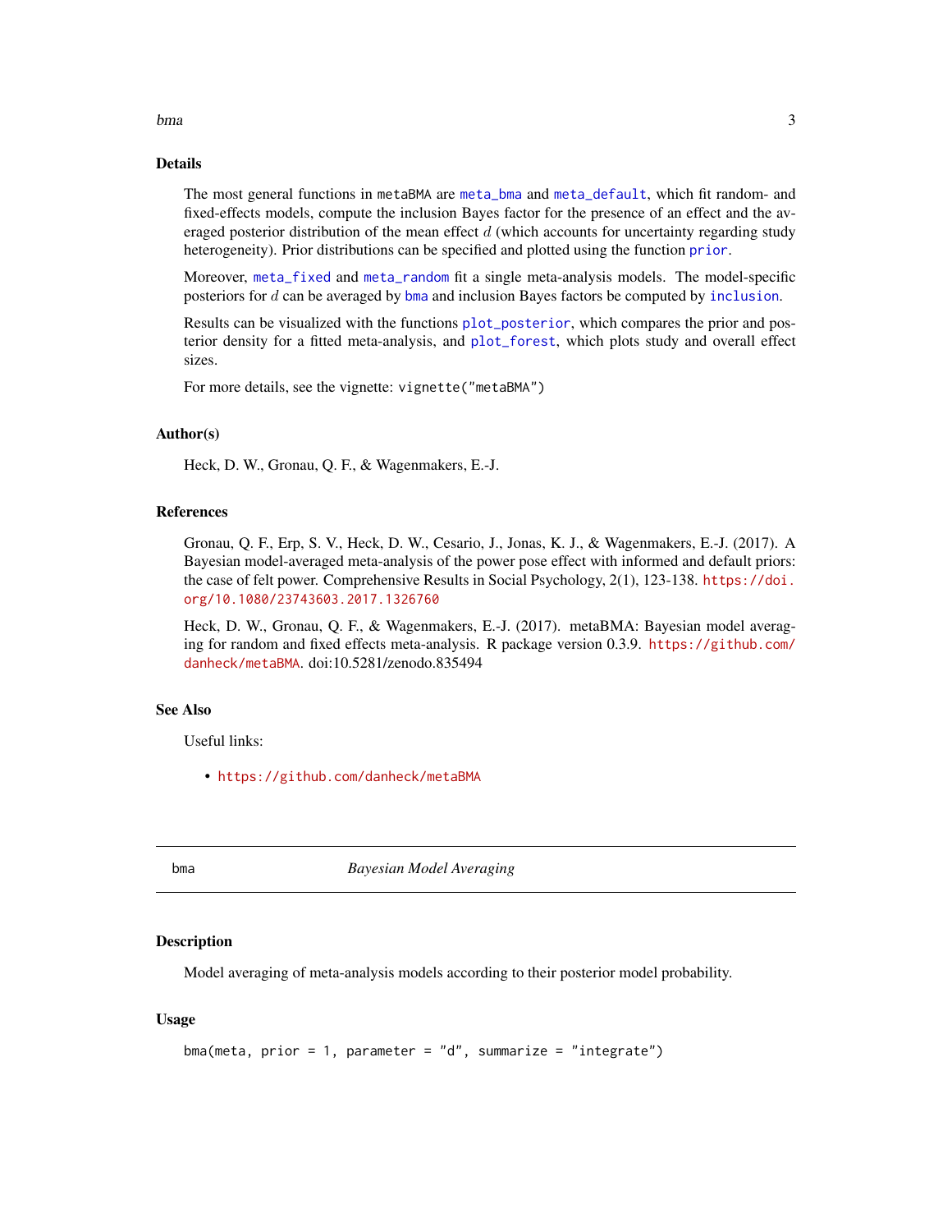### Details

The most general functions in metaBMA are meta_bma and meta_default, which fit random- and fixed-effects models, compute the inclusion Bayes factor for the presence of an effect and the averaged posterior distribution of the mean effect $d$ (which accounts for uncertainty regarding study heterogeneity). Prior distributions can be specified and plotted using the function prior.

Moreover, meta_fixed and meta_random fit a single meta-analysis models. The model-specific posteriors for $d$ can be averaged by bma and inclusion Bayes factors be computed by inclusion.

Results can be visualized with the functions plot_posterior, which compares the prior and posterior density for a fitted meta-analysis, and plot_forest, which plots study and overall effect sizes.

For more details, see the vignette: vignette("metaBMA")

### Author(s)

Heck, D. W., Gronau, Q. F., & Wagenmakers, E.-J.

### References

Gronau, Q. F., Erp, S. V., Heck, D. W., Cesario, J., Jonas, K. J., & Wagenmakers, E.-J. (2017). A Bayesian model-averaged meta-analysis of the power pose effect with informed and default priors: the case of felt power. Comprehensive Results in Social Psychology, 2(1), 123-138. https://doi.org/10.1080/23743603.2017.1326760

Heck, D. W., Gronau, Q. F., & Wagenmakers, E.-J. (2017). metaBMA: Bayesian model averaging for random and fixed effects meta-analysis. R package version 0.3.9. https://github.com/danheck/metaBMA. doi:10.5281/zenodo.835494

### See Also

Useful links:

- https://github.com/danheck/metaBMA

---

## bma — *Bayesian Model Averaging*

### Description

Model averaging of meta-analysis models according to their posterior model probability.

### Usage

```
bma(meta, prior = 1, parameter = "d", summarize = "integrate")
```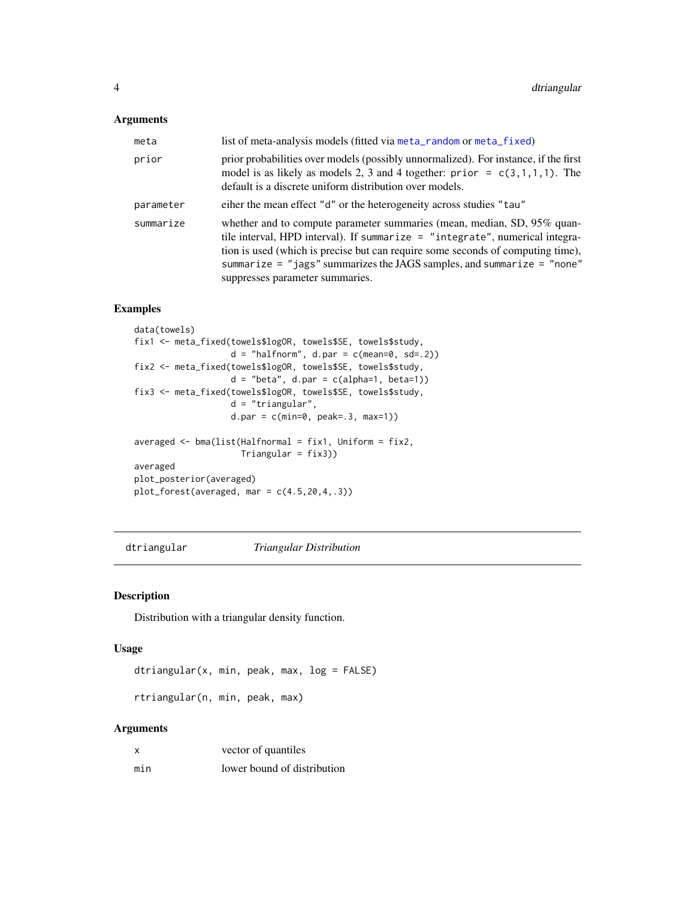### Arguments

| | |
|---|---|
| meta | list of meta-analysis models (fitted via `meta_random` or `meta_fixed`) |
| prior | prior probabilities over models (possibly unnormalized). For instance, if the first model is as likely as models 2, 3 and 4 together: `prior = c(3,1,1,1)`. The default is a discrete uniform distribution over models. |
| parameter | eiher the mean effect `"d"` or the heterogeneity across studies `"tau"` |
| summarize | whether and to compute parameter summaries (mean, median, SD, 95% quantile interval, HPD interval). If `summarize = "integrate"`, numerical integration is used (which is precise but can require some seconds of computing time), `summarize = "jags"` summarizes the JAGS samples, and `summarize = "none"` suppresses parameter summaries. |

### Examples

```
data(towels)
fix1 <- meta_fixed(towels$logOR, towels$SE, towels$study,
                   d = "halfnorm", d.par = c(mean=0, sd=.2))
fix2 <- meta_fixed(towels$logOR, towels$SE, towels$study,
                   d = "beta", d.par = c(alpha=1, beta=1))
fix3 <- meta_fixed(towels$logOR, towels$SE, towels$study,
                   d = "triangular",
                   d.par = c(min=0, peak=.3, max=1))

averaged <- bma(list(Halfnormal = fix1, Uniform = fix2,
                     Triangular = fix3))
averaged
plot_posterior(averaged)
plot_forest(averaged, mar = c(4.5,20,4,.3))
```

---

## dtriangular &nbsp;&nbsp;&nbsp; *Triangular Distribution*

### Description

Distribution with a triangular density function.

### Usage

```
dtriangular(x, min, peak, max, log = FALSE)

rtriangular(n, min, peak, max)
```

### Arguments

| | |
|---|---|
| x | vector of quantiles |
| min | lower bound of distribution |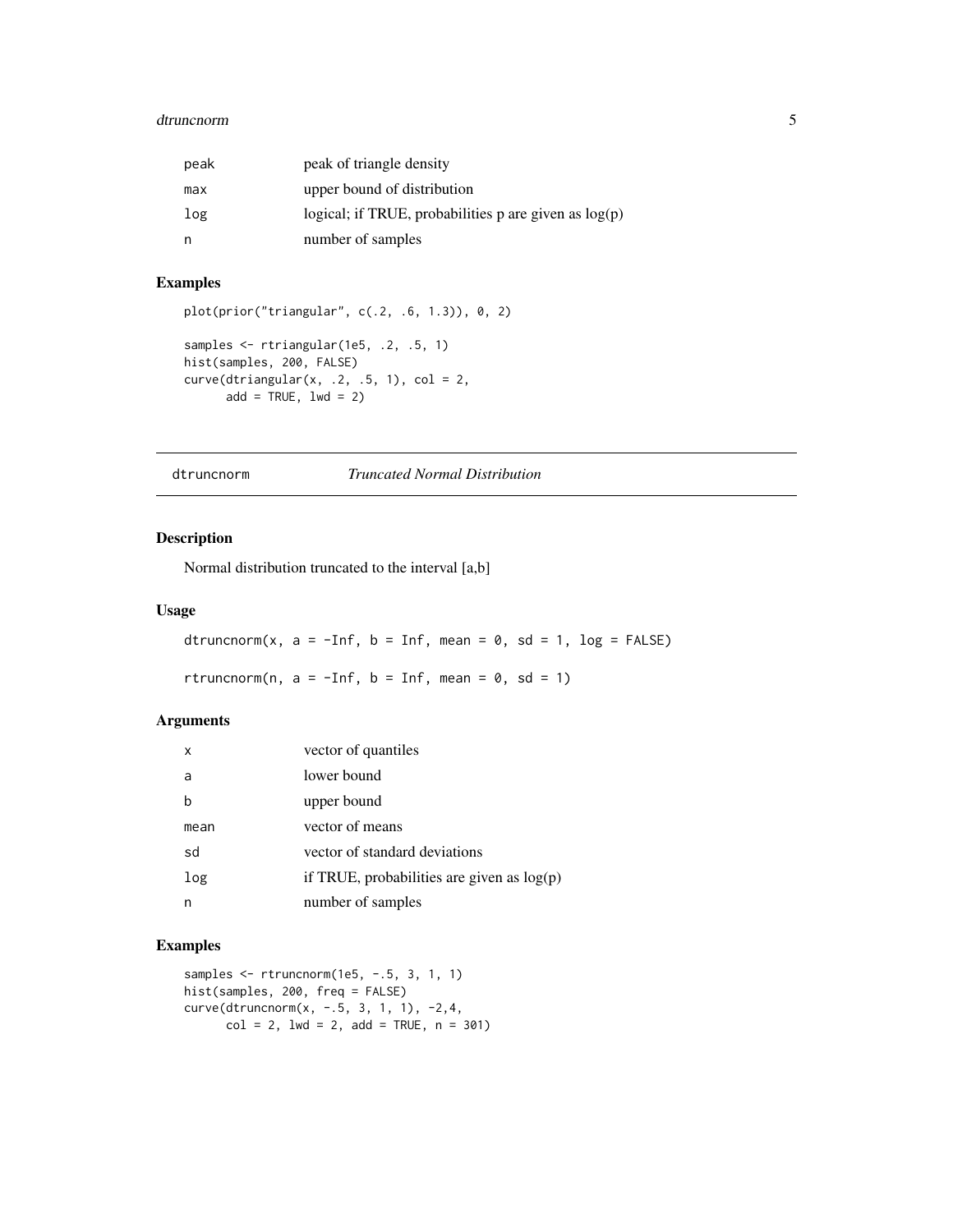| | |
|---|---|
| peak | peak of triangle density |
| max | upper bound of distribution |
| log | logical; if TRUE, probabilities p are given as log(p) |
| n | number of samples |

## Examples

```
plot(prior("triangular", c(.2, .6, 1.3)), 0, 2)

samples <- rtriangular(1e5, .2, .5, 1)
hist(samples, 200, FALSE)
curve(dtriangular(x, .2, .5, 1), col = 2,
      add = TRUE, lwd = 2)
```

---

# dtruncnorm *Truncated Normal Distribution*

## Description

Normal distribution truncated to the interval [a,b]

## Usage

```
dtruncnorm(x, a = -Inf, b = Inf, mean = 0, sd = 1, log = FALSE)

rtruncnorm(n, a = -Inf, b = Inf, mean = 0, sd = 1)
```

## Arguments

| | |
|---|---|
| x | vector of quantiles |
| a | lower bound |
| b | upper bound |
| mean | vector of means |
| sd | vector of standard deviations |
| log | if TRUE, probabilities are given as log(p) |
| n | number of samples |

## Examples

```
samples <- rtruncnorm(1e5, -.5, 3, 1, 1)
hist(samples, 200, freq = FALSE)
curve(dtruncnorm(x, -.5, 3, 1, 1), -2,4,
      col = 2, lwd = 2, add = TRUE, n = 301)
```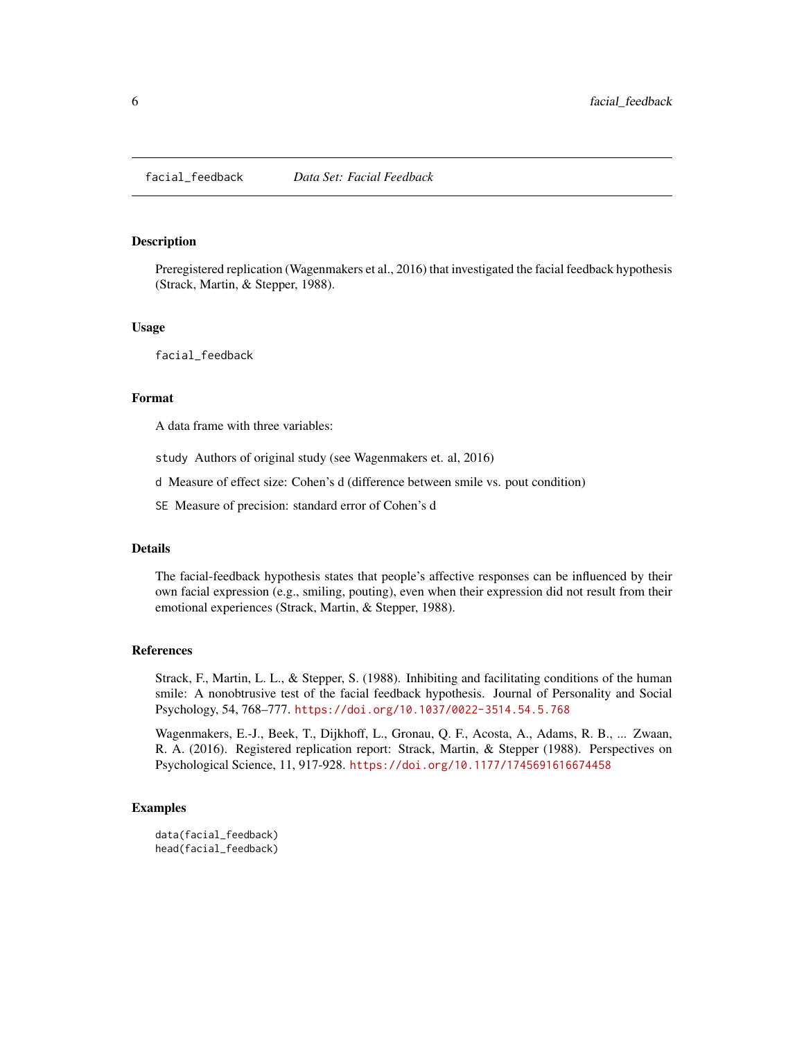## facial_feedback *Data Set: Facial Feedback*

### Description

Preregistered replication (Wagenmakers et al., 2016) that investigated the facial feedback hypothesis (Strack, Martin, & Stepper, 1988).

### Usage

```
facial_feedback
```

### Format

A data frame with three variables:

`study` Authors of original study (see Wagenmakers et. al, 2016)

`d` Measure of effect size: Cohen's d (difference between smile vs. pout condition)

`SE` Measure of precision: standard error of Cohen's d

### Details

The facial-feedback hypothesis states that people's affective responses can be influenced by their own facial expression (e.g., smiling, pouting), even when their expression did not result from their emotional experiences (Strack, Martin, & Stepper, 1988).

### References

Strack, F., Martin, L. L., & Stepper, S. (1988). Inhibiting and facilitating conditions of the human smile: A nonobtrusive test of the facial feedback hypothesis. Journal of Personality and Social Psychology, 54, 768–777. https://doi.org/10.1037/0022-3514.54.5.768

Wagenmakers, E.-J., Beek, T., Dijkhoff, L., Gronau, Q. F., Acosta, A., Adams, R. B., ... Zwaan, R. A. (2016). Registered replication report: Strack, Martin, & Stepper (1988). Perspectives on Psychological Science, 11, 917-928. https://doi.org/10.1177/1745691616674458

### Examples

```
data(facial_feedback)
head(facial_feedback)
```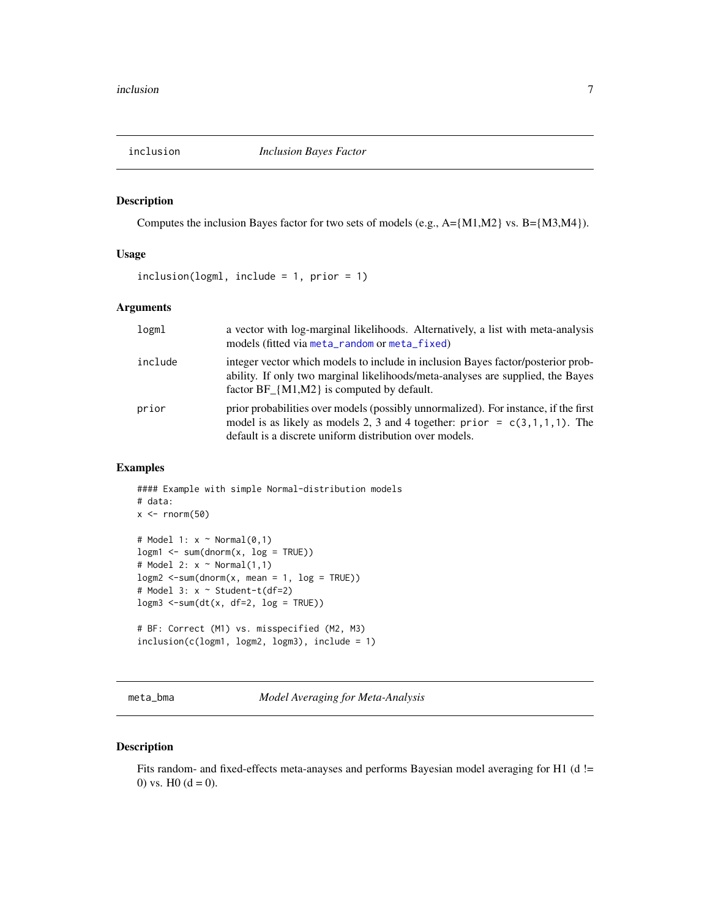## inclusion — *Inclusion Bayes Factor*

### Description

Computes the inclusion Bayes factor for two sets of models (e.g., A={M1,M2} vs. B={M3,M4}).

### Usage

```
inclusion(logml, include = 1, prior = 1)
```

### Arguments

| | |
|---|---|
| `logml` | a vector with log-marginal likelihoods. Alternatively, a list with meta-analysis models (fitted via `meta_random` or `meta_fixed`) |
| `include` | integer vector which models to include in inclusion Bayes factor/posterior probability. If only two marginal likelihoods/meta-analyses are supplied, the Bayes factor BF_{M1,M2} is computed by default. |
| `prior` | prior probabilities over models (possibly unnormalized). For instance, if the first model is as likely as models 2, 3 and 4 together: `prior = c(3,1,1,1)`. The default is a discrete uniform distribution over models. |

### Examples

```
#### Example with simple Normal-distribution models
# data:
x <- rnorm(50)

# Model 1: x ~ Normal(0,1)
logm1 <- sum(dnorm(x, log = TRUE))
# Model 2: x ~ Normal(1,1)
logm2 <-sum(dnorm(x, mean = 1, log = TRUE))
# Model 3: x ~ Student-t(df=2)
logm3 <-sum(dt(x, df=2, log = TRUE))

# BF: Correct (M1) vs. misspecified (M2, M3)
inclusion(c(logm1, logm2, logm3), include = 1)
```

## meta_bma — *Model Averaging for Meta-Analysis*

### Description

Fits random- and fixed-effects meta-anayses and performs Bayesian model averaging for H1 (d != 0) vs. H0 (d = 0).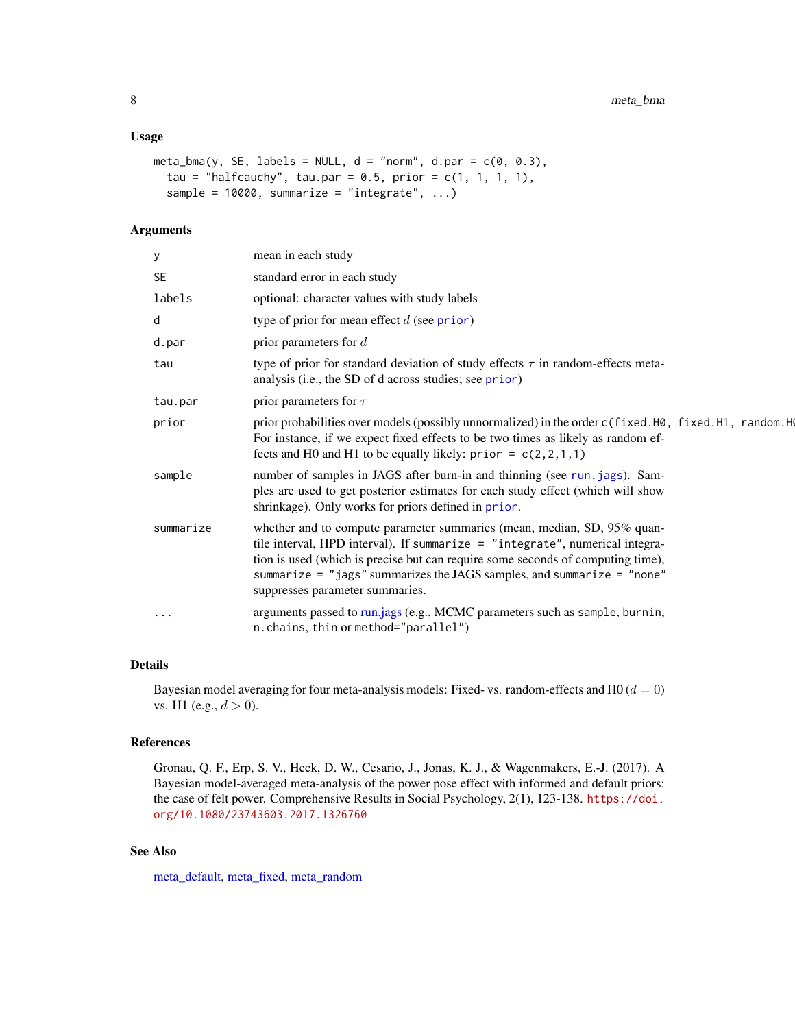### Usage

```
meta_bma(y, SE, labels = NULL, d = "norm", d.par = c(0, 0.3),
  tau = "halfcauchy", tau.par = 0.5, prior = c(1, 1, 1, 1),
  sample = 10000, summarize = "integrate", ...)
```

### Arguments

| Argument | Description |
|---|---|
| `y` | mean in each study |
| `SE` | standard error in each study |
| `labels` | optional: character values with study labels |
| `d` | type of prior for mean effect $d$ (see `prior`) |
| `d.par` | prior parameters for $d$ |
| `tau` | type of prior for standard deviation of study effects $\tau$ in random-effects meta-analysis (i.e., the SD of d across studies; see `prior`) |
| `tau.par` | prior parameters for $\tau$ |
| `prior` | prior probabilities over models (possibly unnormalized) in the order `c(fixed.H0, fixed.H1, random.H0` For instance, if we expect fixed effects to be two times as likely as random effects and H0 and H1 to be equally likely: `prior = c(2,2,1,1)` |
| `sample` | number of samples in JAGS after burn-in and thinning (see `run.jags`). Samples are used to get posterior estimates for each study effect (which will show shrinkage). Only works for priors defined in `prior`. |
| `summarize` | whether and to compute parameter summaries (mean, median, SD, 95% quantile interval, HPD interval). If `summarize = "integrate"`, numerical integration is used (which is precise but can require some seconds of computing time), `summarize = "jags"` summarizes the JAGS samples, and `summarize = "none"` suppresses parameter summaries. |
| `...` | arguments passed to run.jags (e.g., MCMC parameters such as `sample`, `burnin`, `n.chains`, `thin` or `method="parallel"`) |

### Details

Bayesian model averaging for four meta-analysis models: Fixed- vs. random-effects and H0 ($d = 0$) vs. H1 (e.g., $d > 0$).

### References

Gronau, Q. F., Erp, S. V., Heck, D. W., Cesario, J., Jonas, K. J., & Wagenmakers, E.-J. (2017). A Bayesian model-averaged meta-analysis of the power pose effect with informed and default priors: the case of felt power. Comprehensive Results in Social Psychology, 2(1), 123-138. https://doi.org/10.1080/23743603.2017.1326760

### See Also

meta_default, meta_fixed, meta_random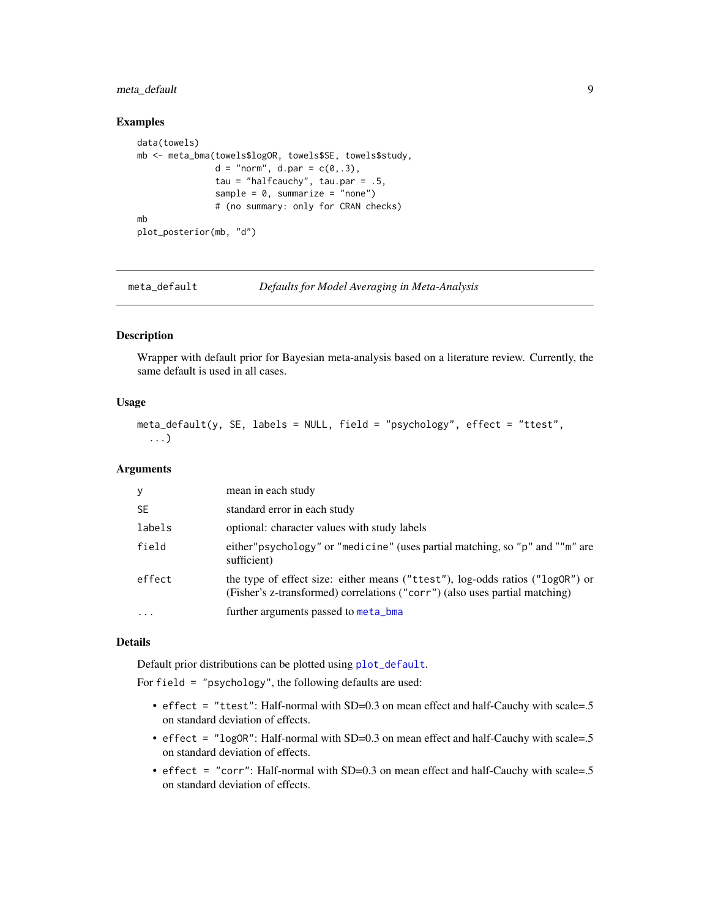## Examples

```
data(towels)
mb <- meta_bma(towels$logOR, towels$SE, towels$study,
               d = "norm", d.par = c(0,.3),
               tau = "halfcauchy", tau.par = .5,
               sample = 0, summarize = "none")
               # (no summary: only for CRAN checks)
mb
plot_posterior(mb, "d")
```

---

`meta_default` *Defaults for Model Averaging in Meta-Analysis*

---

## Description

Wrapper with default prior for Bayesian meta-analysis based on a literature review. Currently, the same default is used in all cases.

## Usage

```
meta_default(y, SE, labels = NULL, field = "psychology", effect = "ttest",
  ...)
```

## Arguments

| | |
|---|---|
| `y` | mean in each study |
| `SE` | standard error in each study |
| `labels` | optional: character values with study labels |
| `field` | either`"psychology"` or `"medicine"` (uses partial matching, so `"p"` and `""m"` are sufficient) |
| `effect` | the type of effect size: either means (`"ttest"`), log-odds ratios (`"logOR"`) or (Fisher's z-transformed) correlations (`"corr"`) (also uses partial matching) |
| `...` | further arguments passed to `meta_bma` |

## Details

Default prior distributions can be plotted using `plot_default`.

For `field = "psychology"`, the following defaults are used:

- `effect = "ttest"`: Half-normal with SD=0.3 on mean effect and half-Cauchy with scale=.5 on standard deviation of effects.
- `effect = "logOR"`: Half-normal with SD=0.3 on mean effect and half-Cauchy with scale=.5 on standard deviation of effects.
- `effect = "corr"`: Half-normal with SD=0.3 on mean effect and half-Cauchy with scale=.5 on standard deviation of effects.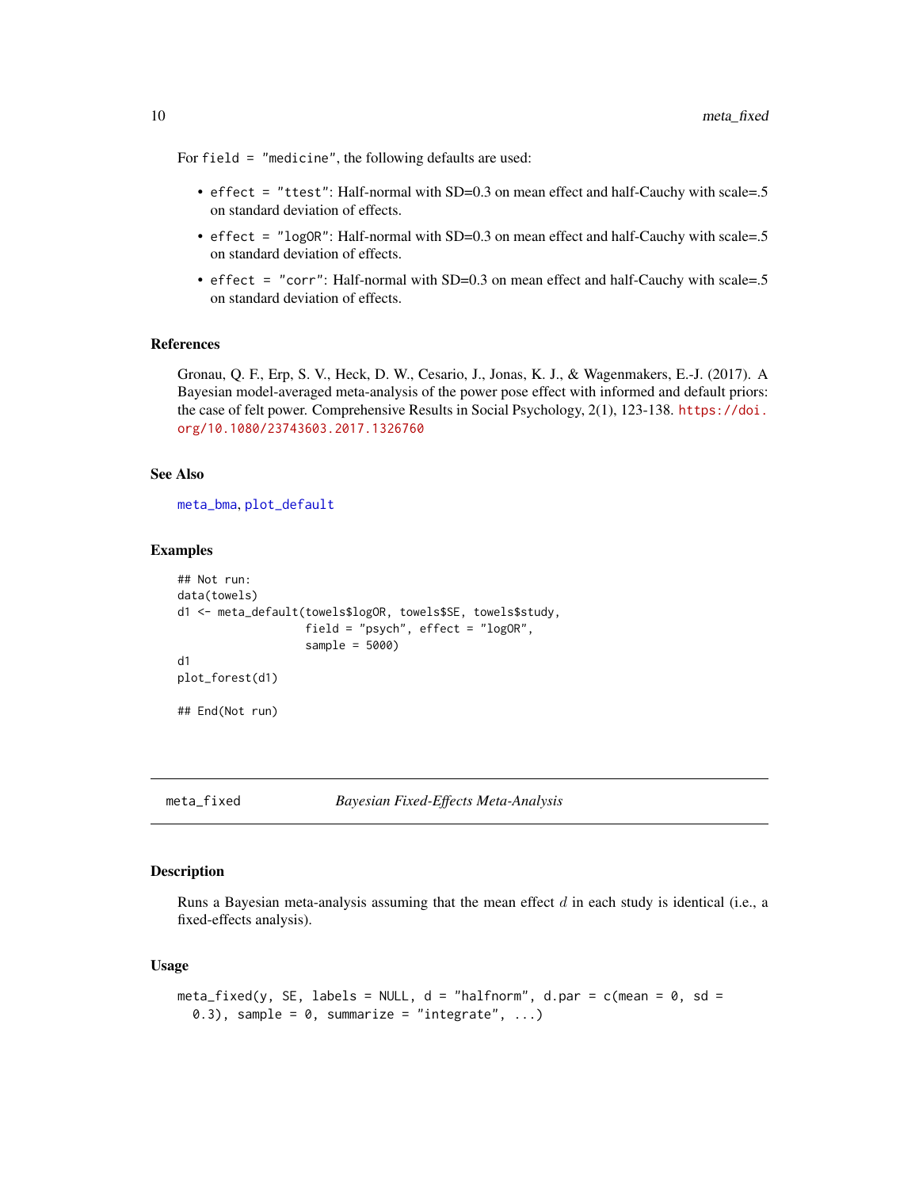For field = "medicine", the following defaults are used:

- effect = "ttest": Half-normal with SD=0.3 on mean effect and half-Cauchy with scale=.5 on standard deviation of effects.
- effect = "logOR": Half-normal with SD=0.3 on mean effect and half-Cauchy with scale=.5 on standard deviation of effects.
- effect = "corr": Half-normal with SD=0.3 on mean effect and half-Cauchy with scale=.5 on standard deviation of effects.

### References

Gronau, Q. F., Erp, S. V., Heck, D. W., Cesario, J., Jonas, K. J., & Wagenmakers, E.-J. (2017). A Bayesian model-averaged meta-analysis of the power pose effect with informed and default priors: the case of felt power. Comprehensive Results in Social Psychology, 2(1), 123-138. https://doi.org/10.1080/23743603.2017.1326760

### See Also

meta_bma, plot_default

### Examples

```
## Not run:
data(towels)
d1 <- meta_default(towels$logOR, towels$SE, towels$study,
                   field = "psych", effect = "logOR",
                   sample = 5000)
d1
plot_forest(d1)

## End(Not run)
```

---

## meta_fixed    *Bayesian Fixed-Effects Meta-Analysis*

### Description

Runs a Bayesian meta-analysis assuming that the mean effect $d$ in each study is identical (i.e., a fixed-effects analysis).

### Usage

```
meta_fixed(y, SE, labels = NULL, d = "halfnorm", d.par = c(mean = 0, sd =
  0.3), sample = 0, summarize = "integrate", ...)
```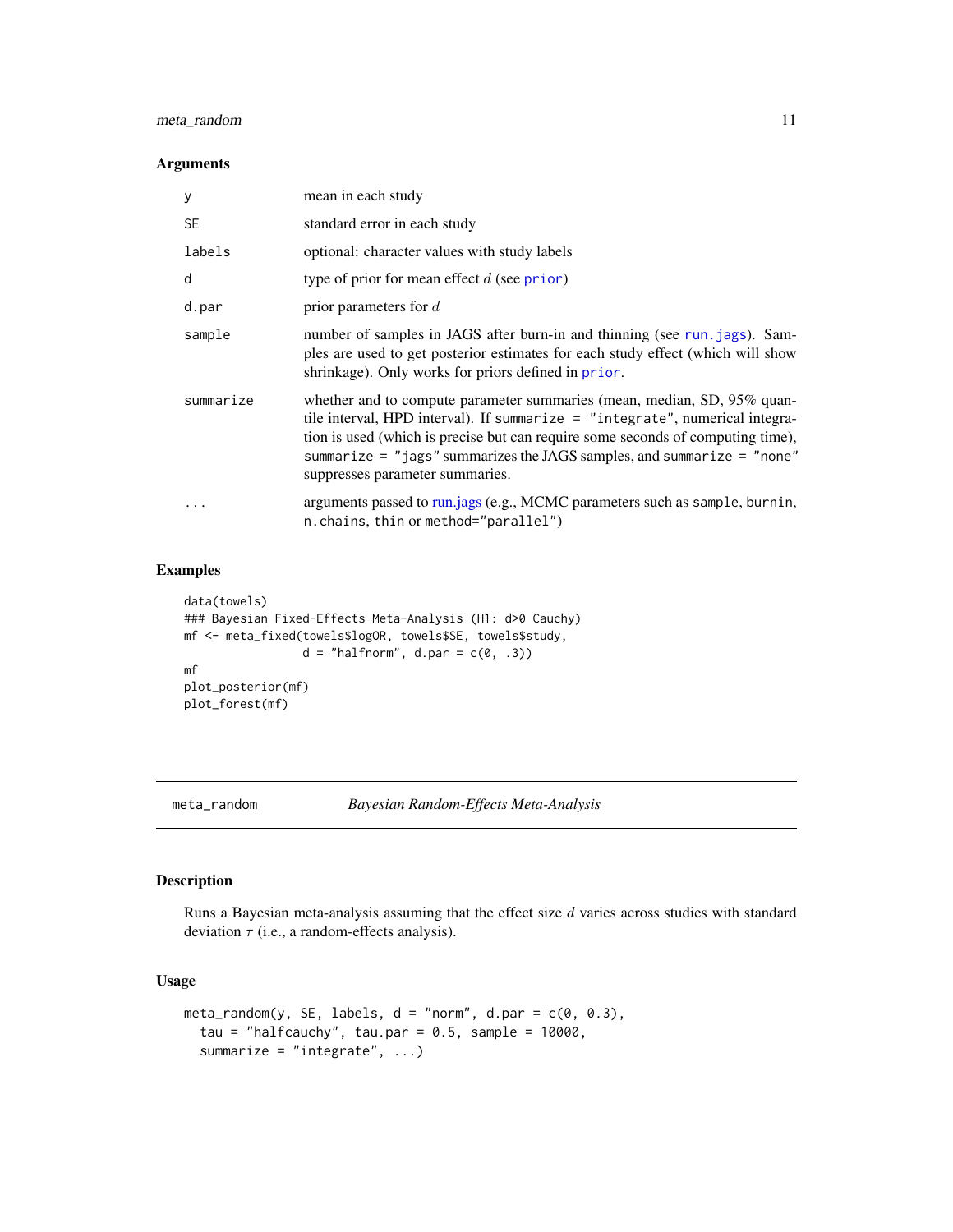### Arguments

| | |
|---|---|
| y | mean in each study |
| SE | standard error in each study |
| labels | optional: character values with study labels |
| d | type of prior for mean effect $d$ (see prior) |
| d.par | prior parameters for $d$ |
| sample | number of samples in JAGS after burn-in and thinning (see run.jags). Samples are used to get posterior estimates for each study effect (which will show shrinkage). Only works for priors defined in prior. |
| summarize | whether and to compute parameter summaries (mean, median, SD, 95% quantile interval, HPD interval). If `summarize = "integrate"`, numerical integration is used (which is precise but can require some seconds of computing time), `summarize = "jags"` summarizes the JAGS samples, and `summarize = "none"` suppresses parameter summaries. |
| ... | arguments passed to run.jags (e.g., MCMC parameters such as `sample`, `burnin`, `n.chains`, `thin` or `method="parallel"`) |

### Examples

```
data(towels)
### Bayesian Fixed-Effects Meta-Analysis (H1: d>0 Cauchy)
mf <- meta_fixed(towels$logOR, towels$SE, towels$study,
                 d = "halfnorm", d.par = c(0, .3))
mf
plot_posterior(mf)
plot_forest(mf)
```

---

## meta_random — *Bayesian Random-Effects Meta-Analysis*

### Description

Runs a Bayesian meta-analysis assuming that the effect size $d$ varies across studies with standard deviation $\tau$ (i.e., a random-effects analysis).

### Usage

```
meta_random(y, SE, labels, d = "norm", d.par = c(0, 0.3),
  tau = "halfcauchy", tau.par = 0.5, sample = 10000,
  summarize = "integrate", ...)
```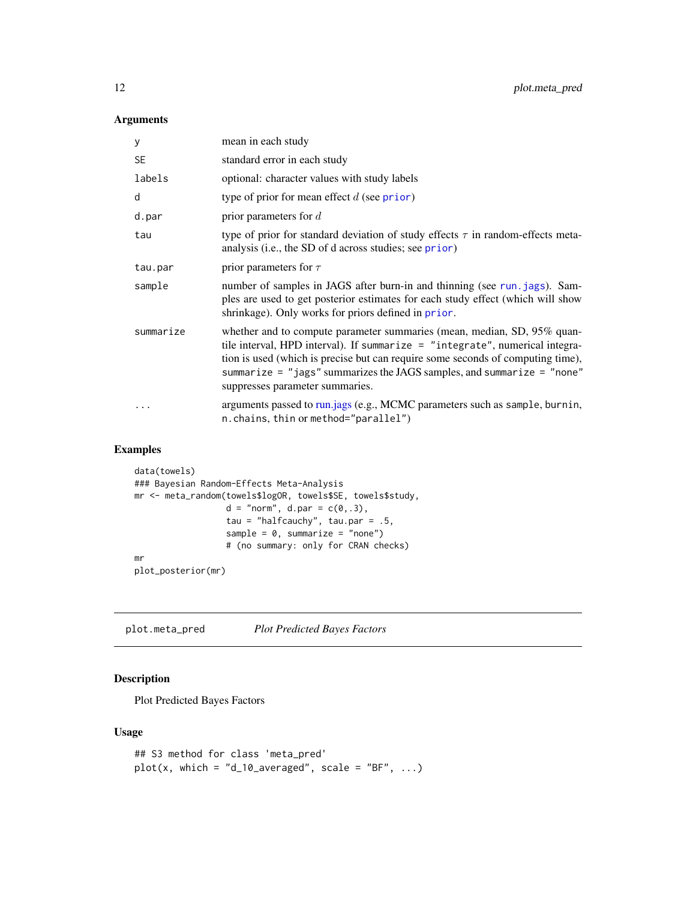## Arguments

| | |
|---|---|
| y | mean in each study |
| SE | standard error in each study |
| labels | optional: character values with study labels |
| d | type of prior for mean effect $d$ (see prior) |
| d.par | prior parameters for $d$ |
| tau | type of prior for standard deviation of study effects $\tau$ in random-effects meta-analysis (i.e., the SD of d across studies; see prior) |
| tau.par | prior parameters for $\tau$ |
| sample | number of samples in JAGS after burn-in and thinning (see run.jags). Samples are used to get posterior estimates for each study effect (which will show shrinkage). Only works for priors defined in prior. |
| summarize | whether and to compute parameter summaries (mean, median, SD, 95% quantile interval, HPD interval). If summarize = "integrate", numerical integration is used (which is precise but can require some seconds of computing time), summarize = "jags" summarizes the JAGS samples, and summarize = "none" suppresses parameter summaries. |
| ... | arguments passed to run.jags (e.g., MCMC parameters such as sample, burnin, n.chains, thin or method="parallel") |

## Examples

```
data(towels)
### Bayesian Random-Effects Meta-Analysis
mr <- meta_random(towels$logOR, towels$SE, towels$study,
                  d = "norm", d.par = c(0,.3),
                  tau = "halfcauchy", tau.par = .5,
                  sample = 0, summarize = "none")
                  # (no summary: only for CRAN checks)
mr
plot_posterior(mr)
```

---

# plot.meta_pred &nbsp;&nbsp;&nbsp; *Plot Predicted Bayes Factors*

## Description

Plot Predicted Bayes Factors

## Usage

```
## S3 method for class 'meta_pred'
plot(x, which = "d_10_averaged", scale = "BF", ...)
```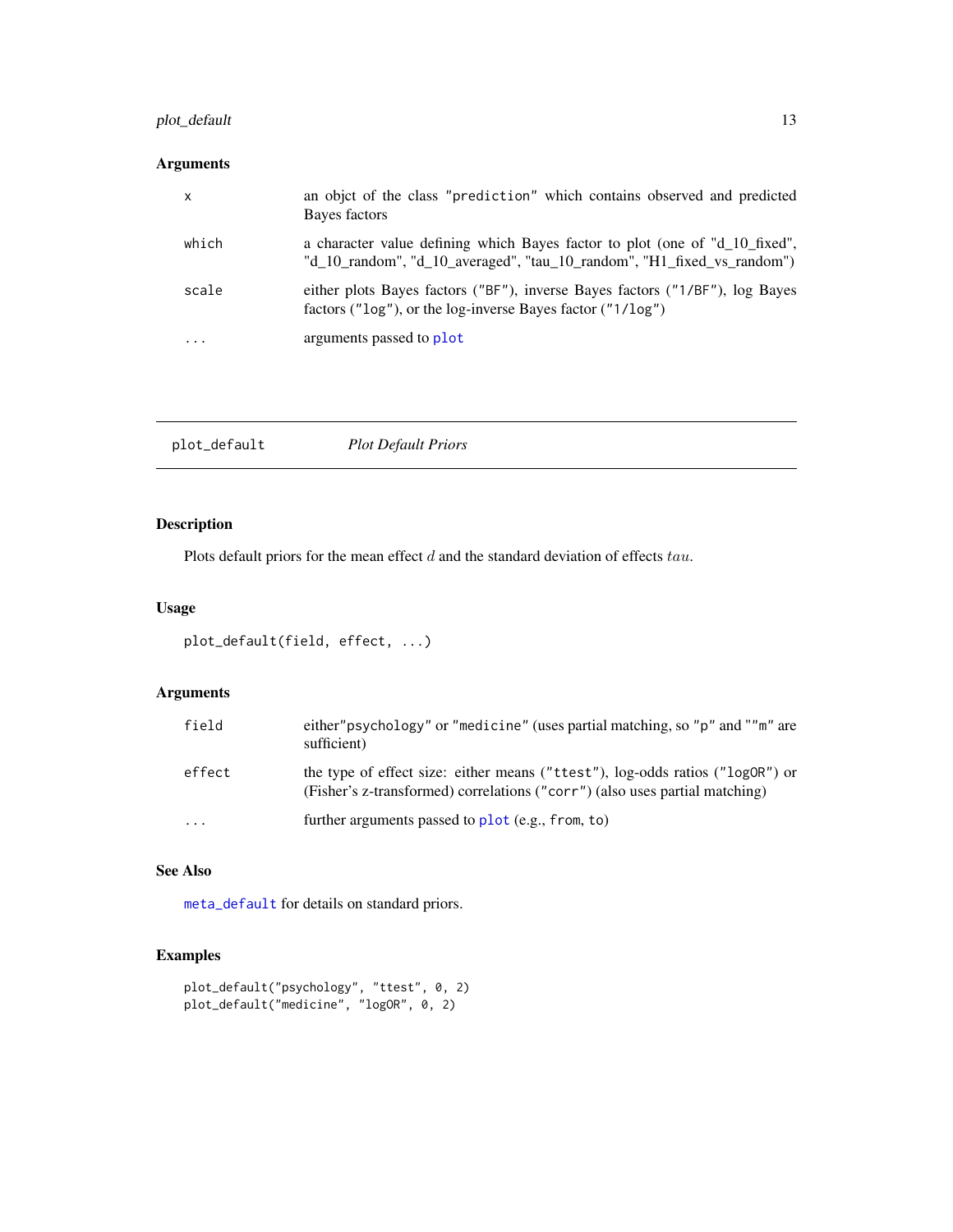### Arguments

| | |
|---|---|
| `x` | an objct of the class "`prediction`" which contains observed and predicted Bayes factors |
| `which` | a character value defining which Bayes factor to plot (one of "d_10_fixed", "d_10_random", "d_10_averaged", "tau_10_random", "H1_fixed_vs_random") |
| `scale` | either plots Bayes factors ("`BF`"), inverse Bayes factors ("`1/BF`"), log Bayes factors ("`log`"), or the log-inverse Bayes factor ("`1/log`") |
| `...` | arguments passed to `plot` |

---

## plot_default — *Plot Default Priors*

### Description

Plots default priors for the mean effect $d$ and the standard deviation of effects $tau$.

### Usage

```
plot_default(field, effect, ...)
```

### Arguments

| | |
|---|---|
| `field` | either"`psychology`" or "`medicine`" (uses partial matching, so "`p`" and ""`m`" are sufficient) |
| `effect` | the type of effect size: either means ("`ttest`"), log-odds ratios ("`logOR`") or (Fisher's z-transformed) correlations ("`corr`") (also uses partial matching) |
| `...` | further arguments passed to `plot` (e.g., `from`, `to`) |

### See Also

`meta_default` for details on standard priors.

### Examples

```
plot_default("psychology", "ttest", 0, 2)
plot_default("medicine", "logOR", 0, 2)
```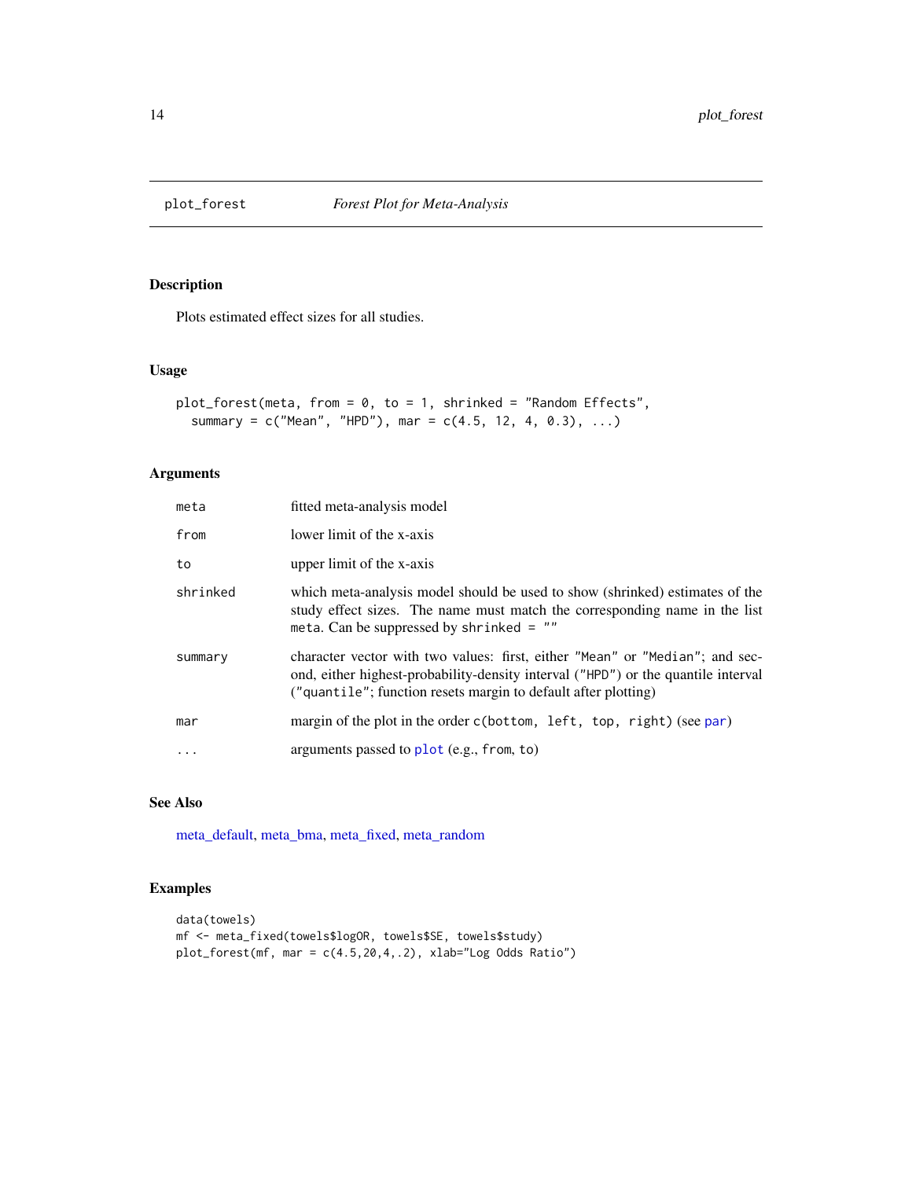## plot_forest — *Forest Plot for Meta-Analysis*

### Description

Plots estimated effect sizes for all studies.

### Usage

```
plot_forest(meta, from = 0, to = 1, shrinked = "Random Effects",
  summary = c("Mean", "HPD"), mar = c(4.5, 12, 4, 0.3), ...)
```

### Arguments

| | |
|---|---|
| `meta` | fitted meta-analysis model |
| `from` | lower limit of the x-axis |
| `to` | upper limit of the x-axis |
| `shrinked` | which meta-analysis model should be used to show (shrinked) estimates of the study effect sizes. The name must match the corresponding name in the list `meta`. Can be suppressed by `shrinked = ""` |
| `summary` | character vector with two values: first, either `"Mean"` or `"Median"`; and second, either highest-probability-density interval (`"HPD"`) or the quantile interval (`"quantile"`; function resets margin to default after plotting) |
| `mar` | margin of the plot in the order `c(bottom, left, top, right)` (see par) |
| `...` | arguments passed to plot (e.g., `from`, `to`) |

### See Also

meta_default, meta_bma, meta_fixed, meta_random

### Examples

```
data(towels)
mf <- meta_fixed(towels$logOR, towels$SE, towels$study)
plot_forest(mf, mar = c(4.5,20,4,.2), xlab="Log Odds Ratio")
```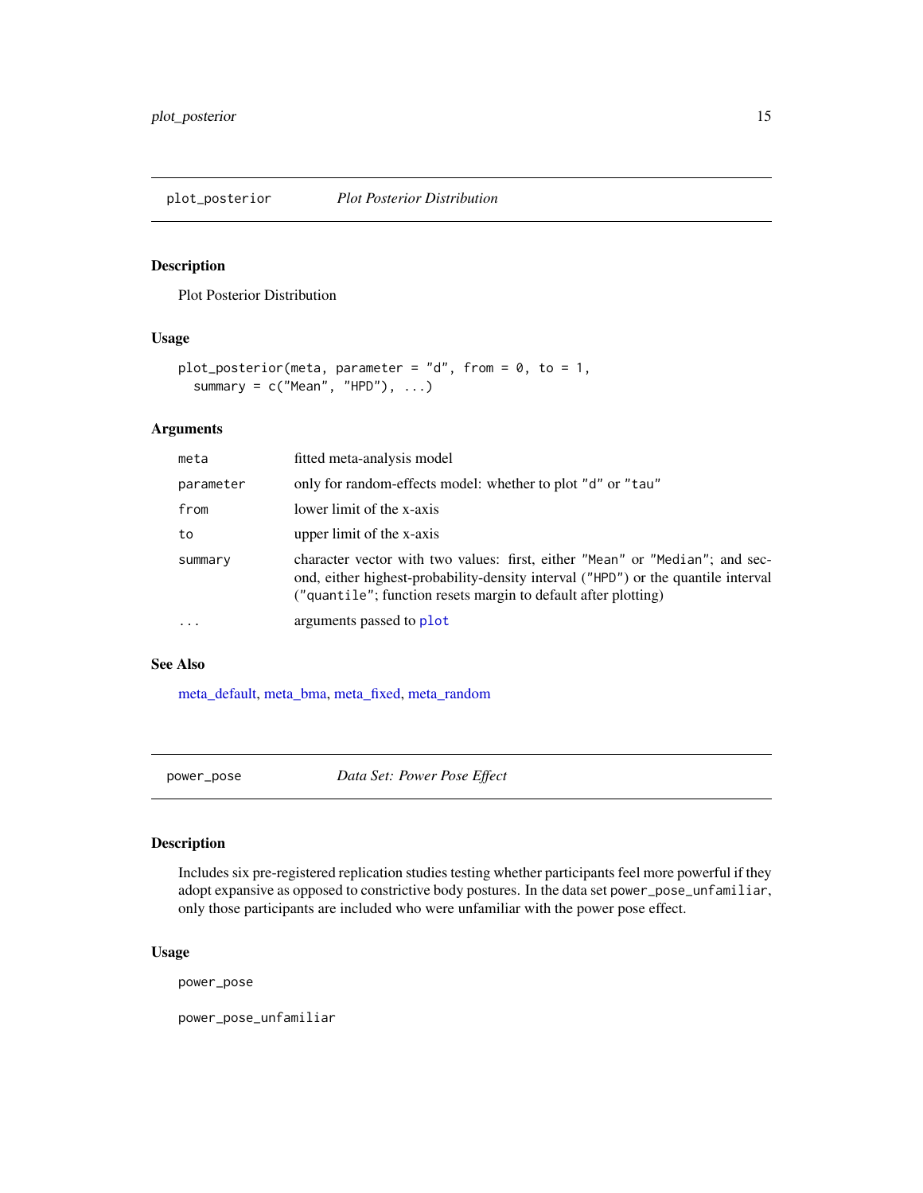## plot_posterior — *Plot Posterior Distribution*

### Description

Plot Posterior Distribution

### Usage

```
plot_posterior(meta, parameter = "d", from = 0, to = 1,
  summary = c("Mean", "HPD"), ...)
```

### Arguments

| | |
|---|---|
| `meta` | fitted meta-analysis model |
| `parameter` | only for random-effects model: whether to plot `"d"` or `"tau"` |
| `from` | lower limit of the x-axis |
| `to` | upper limit of the x-axis |
| `summary` | character vector with two values: first, either `"Mean"` or `"Median"`; and second, either highest-probability-density interval (`"HPD"`) or the quantile interval (`"quantile"`; function resets margin to default after plotting) |
| `...` | arguments passed to `plot` |

### See Also

meta_default, meta_bma, meta_fixed, meta_random

## power_pose — *Data Set: Power Pose Effect*

### Description

Includes six pre-registered replication studies testing whether participants feel more powerful if they adopt expansive as opposed to constrictive body postures. In the data set `power_pose_unfamiliar`, only those participants are included who were unfamiliar with the power pose effect.

### Usage

```
power_pose

power_pose_unfamiliar
```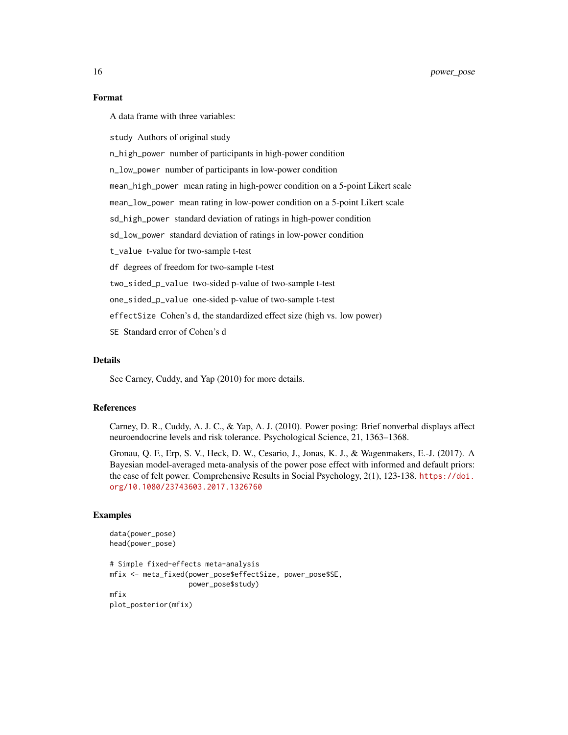### Format

A data frame with three variables:

`study` Authors of original study

`n_high_power` number of participants in high-power condition

`n_low_power` number of participants in low-power condition

`mean_high_power` mean rating in high-power condition on a 5-point Likert scale

`mean_low_power` mean rating in low-power condition on a 5-point Likert scale

`sd_high_power` standard deviation of ratings in high-power condition

`sd_low_power` standard deviation of ratings in low-power condition

`t_value` t-value for two-sample t-test

`df` degrees of freedom for two-sample t-test

`two_sided_p_value` two-sided p-value of two-sample t-test

`one_sided_p_value` one-sided p-value of two-sample t-test

`effectSize` Cohen's d, the standardized effect size (high vs. low power)

`SE` Standard error of Cohen's d

### Details

See Carney, Cuddy, and Yap (2010) for more details.

### References

Carney, D. R., Cuddy, A. J. C., & Yap, A. J. (2010). Power posing: Brief nonverbal displays affect neuroendocrine levels and risk tolerance. Psychological Science, 21, 1363–1368.

Gronau, Q. F., Erp, S. V., Heck, D. W., Cesario, J., Jonas, K. J., & Wagenmakers, E.-J. (2017). A Bayesian model-averaged meta-analysis of the power pose effect with informed and default priors: the case of felt power. Comprehensive Results in Social Psychology, 2(1), 123-138. https://doi.org/10.1080/23743603.2017.1326760

### Examples

```
data(power_pose)
head(power_pose)

# Simple fixed-effects meta-analysis
mfix <- meta_fixed(power_pose$effectSize, power_pose$SE,
                   power_pose$study)
mfix
plot_posterior(mfix)
```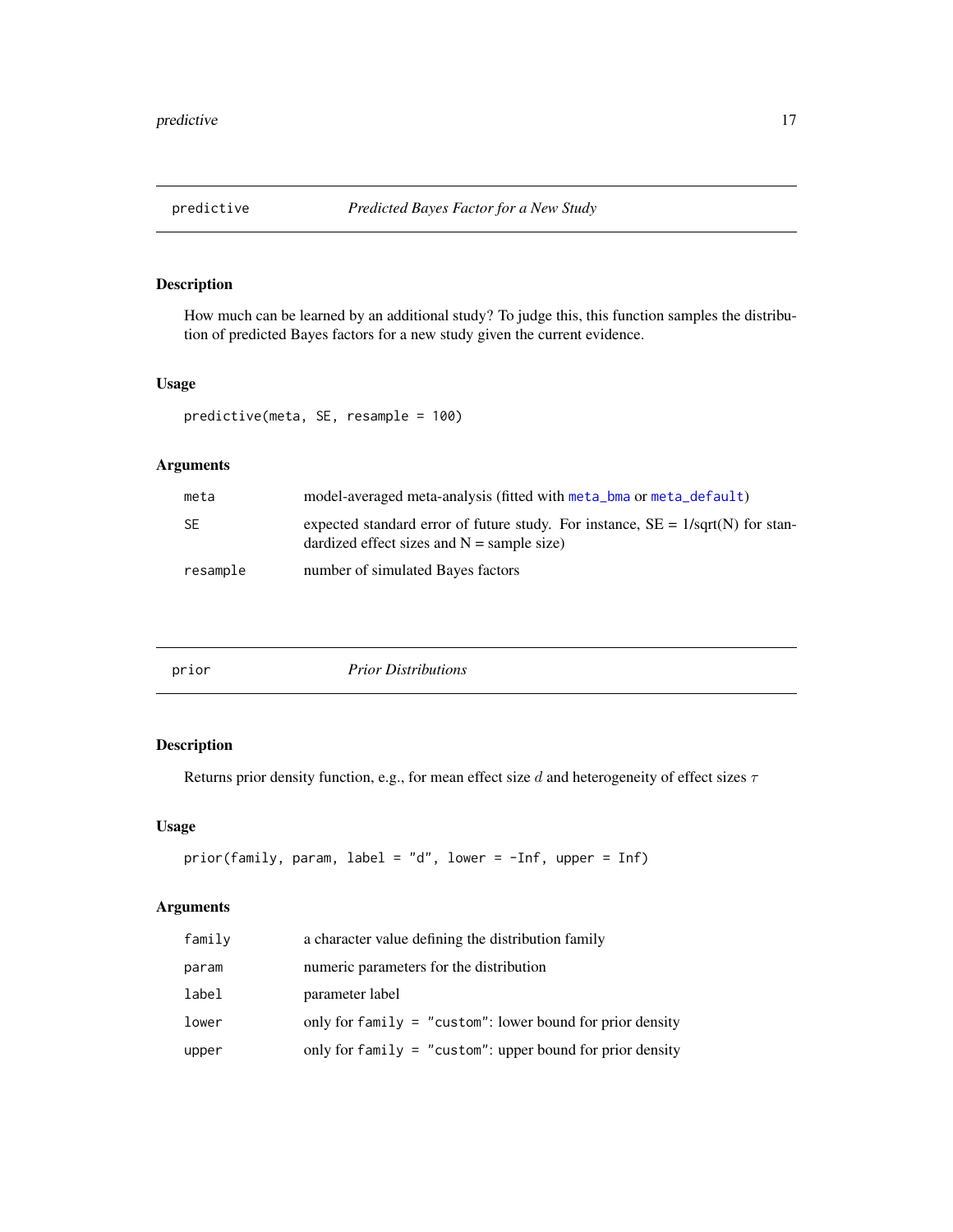## predictive *Predicted Bayes Factor for a New Study*

### Description

How much can be learned by an additional study? To judge this, this function samples the distribution of predicted Bayes factors for a new study given the current evidence.

### Usage

```
predictive(meta, SE, resample = 100)
```

### Arguments

| | |
|---|---|
| `meta` | model-averaged meta-analysis (fitted with `meta_bma` or `meta_default`) |
| `SE` | expected standard error of future study. For instance, SE = 1/sqrt(N) for standardized effect sizes and N = sample size) |
| `resample` | number of simulated Bayes factors |

## prior *Prior Distributions*

### Description

Returns prior density function, e.g., for mean effect size $d$ and heterogeneity of effect sizes $\tau$

### Usage

```
prior(family, param, label = "d", lower = -Inf, upper = Inf)
```

### Arguments

| | |
|---|---|
| `family` | a character value defining the distribution family |
| `param` | numeric parameters for the distribution |
| `label` | parameter label |
| `lower` | only for `family = "custom"`: lower bound for prior density |
| `upper` | only for `family = "custom"`: upper bound for prior density |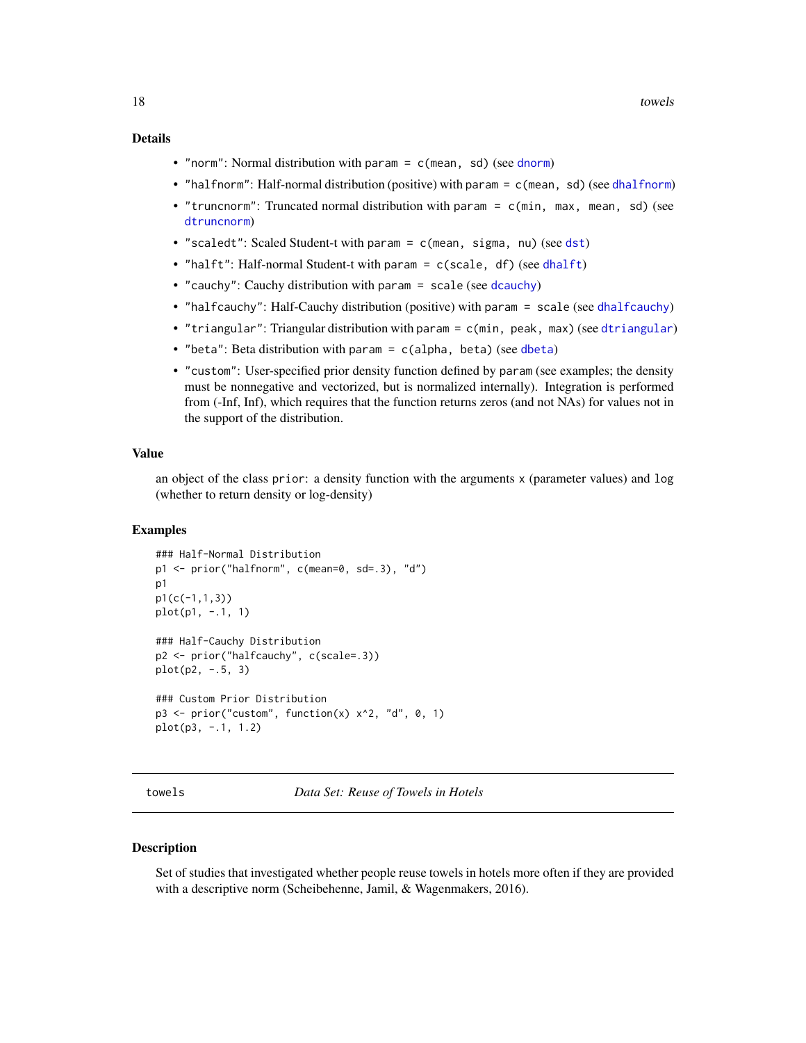### Details

- `"norm"`: Normal distribution with `param = c(mean, sd)` (see `dnorm`)
- `"halfnorm"`: Half-normal distribution (positive) with `param = c(mean, sd)` (see `dhalfnorm`)
- `"truncnorm"`: Truncated normal distribution with `param = c(min, max, mean, sd)` (see `dtruncnorm`)
- `"scaledt"`: Scaled Student-t with `param = c(mean, sigma, nu)` (see `dst`)
- `"halft"`: Half-normal Student-t with `param = c(scale, df)` (see `dhalft`)
- `"cauchy"`: Cauchy distribution with `param = scale` (see `dcauchy`)
- `"halfcauchy"`: Half-Cauchy distribution (positive) with `param = scale` (see `dhalfcauchy`)
- `"triangular"`: Triangular distribution with `param = c(min, peak, max)` (see `dtriangular`)
- `"beta"`: Beta distribution with `param = c(alpha, beta)` (see `dbeta`)
- `"custom"`: User-specified prior density function defined by `param` (see examples; the density must be nonnegative and vectorized, but is normalized internally). Integration is performed from (-Inf, Inf), which requires that the function returns zeros (and not NAs) for values not in the support of the distribution.

### Value

an object of the class `prior`: a density function with the arguments `x` (parameter values) and `log` (whether to return density or log-density)

### Examples

```
### Half-Normal Distribution
p1 <- prior("halfnorm", c(mean=0, sd=.3), "d")
p1
p1(c(-1,1,3))
plot(p1, -.1, 1)

### Half-Cauchy Distribution
p2 <- prior("halfcauchy", c(scale=.3))
plot(p2, -.5, 3)

### Custom Prior Distribution
p3 <- prior("custom", function(x) x^2, "d", 0, 1)
plot(p3, -.1, 1.2)
```

---

## towels — *Data Set: Reuse of Towels in Hotels*

### Description

Set of studies that investigated whether people reuse towels in hotels more often if they are provided with a descriptive norm (Scheibehenne, Jamil, & Wagenmakers, 2016).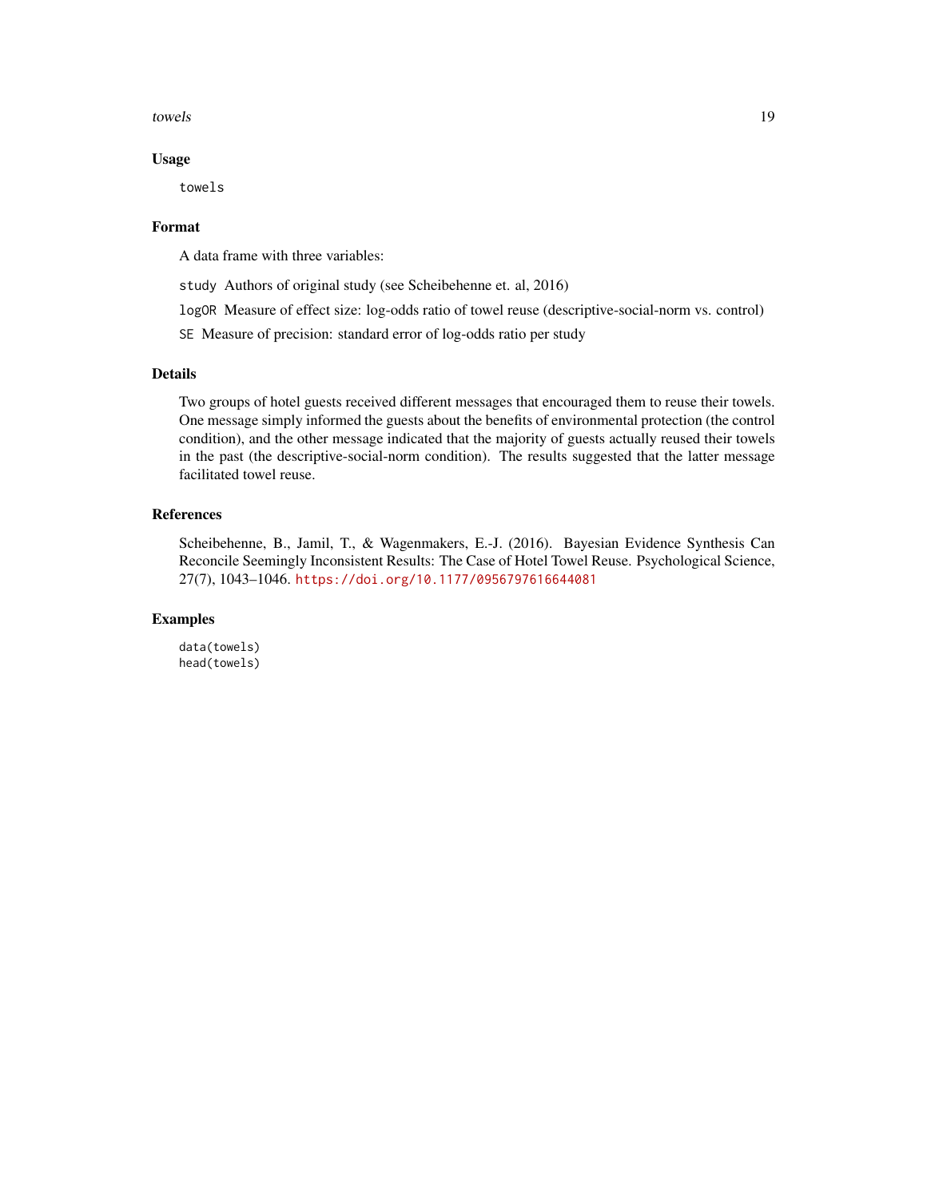## Usage

```
towels
```

## Format

A data frame with three variables:

- `study` Authors of original study (see Scheibehenne et. al, 2016)
- `logOR` Measure of effect size: log-odds ratio of towel reuse (descriptive-social-norm vs. control)
- `SE` Measure of precision: standard error of log-odds ratio per study

## Details

Two groups of hotel guests received different messages that encouraged them to reuse their towels. One message simply informed the guests about the benefits of environmental protection (the control condition), and the other message indicated that the majority of guests actually reused their towels in the past (the descriptive-social-norm condition). The results suggested that the latter message facilitated towel reuse.

## References

Scheibehenne, B., Jamil, T., & Wagenmakers, E.-J. (2016). Bayesian Evidence Synthesis Can Reconcile Seemingly Inconsistent Results: The Case of Hotel Towel Reuse. Psychological Science, 27(7), 1043–1046. https://doi.org/10.1177/0956797616644081

## Examples

```
data(towels)
head(towels)
```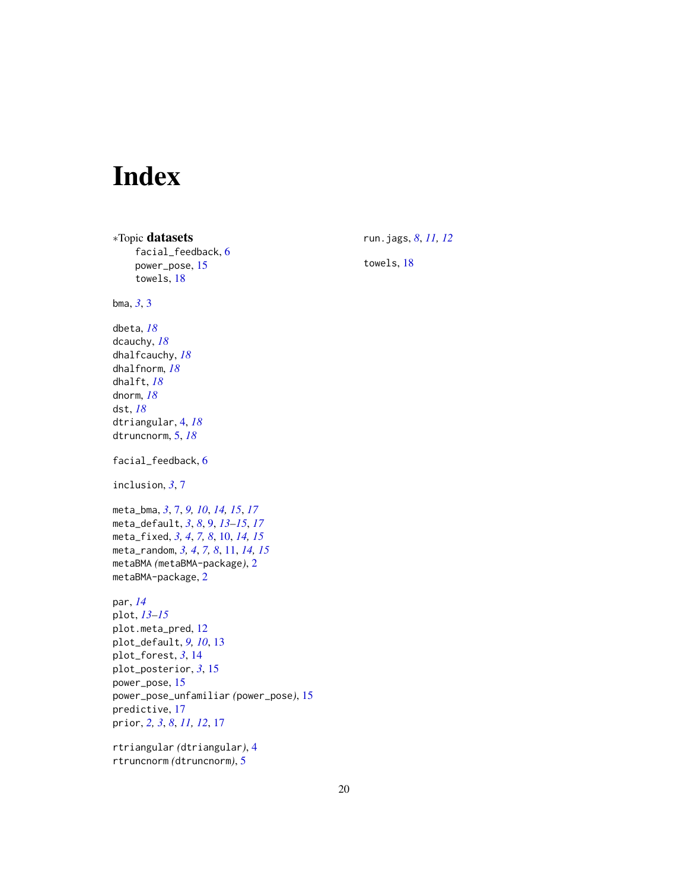# Index

*Topic **datasets**
  facial_feedback, 6
  power_pose, 15
  towels, 18

bma, *3*, 3

dbeta, *18*
dcauchy, *18*
dhalfcauchy, *18*
dhalfnorm, *18*
dhalft, *18*
dnorm, *18*
dst, *18*
dtriangular, 4, *18*
dtruncnorm, 5, *18*

facial_feedback, 6

inclusion, *3*, 7

meta_bma, *3*, 7, *9, 10*, *14, 15*, *17*
meta_default, *3*, *8*, 9, *13–15*, *17*
meta_fixed, *3, 4*, *7, 8*, 10, *14, 15*
meta_random, *3, 4*, *7, 8*, 11, *14, 15*
metaBMA *(*metaBMA-package*)*, 2
metaBMA-package, 2

par, *14*
plot, *13–15*
plot.meta_pred, 12
plot_default, *9, 10*, 13
plot_forest, *3*, 14
plot_posterior, *3*, 15
power_pose, 15
power_pose_unfamiliar *(*power_pose*)*, 15
predictive, 17
prior, *2, 3*, *8*, *11, 12*, 17

rtriangular *(*dtriangular*)*, 4
rtruncnorm *(*dtruncnorm*)*, 5
run.jags, *8*, *11, 12*

towels, 18